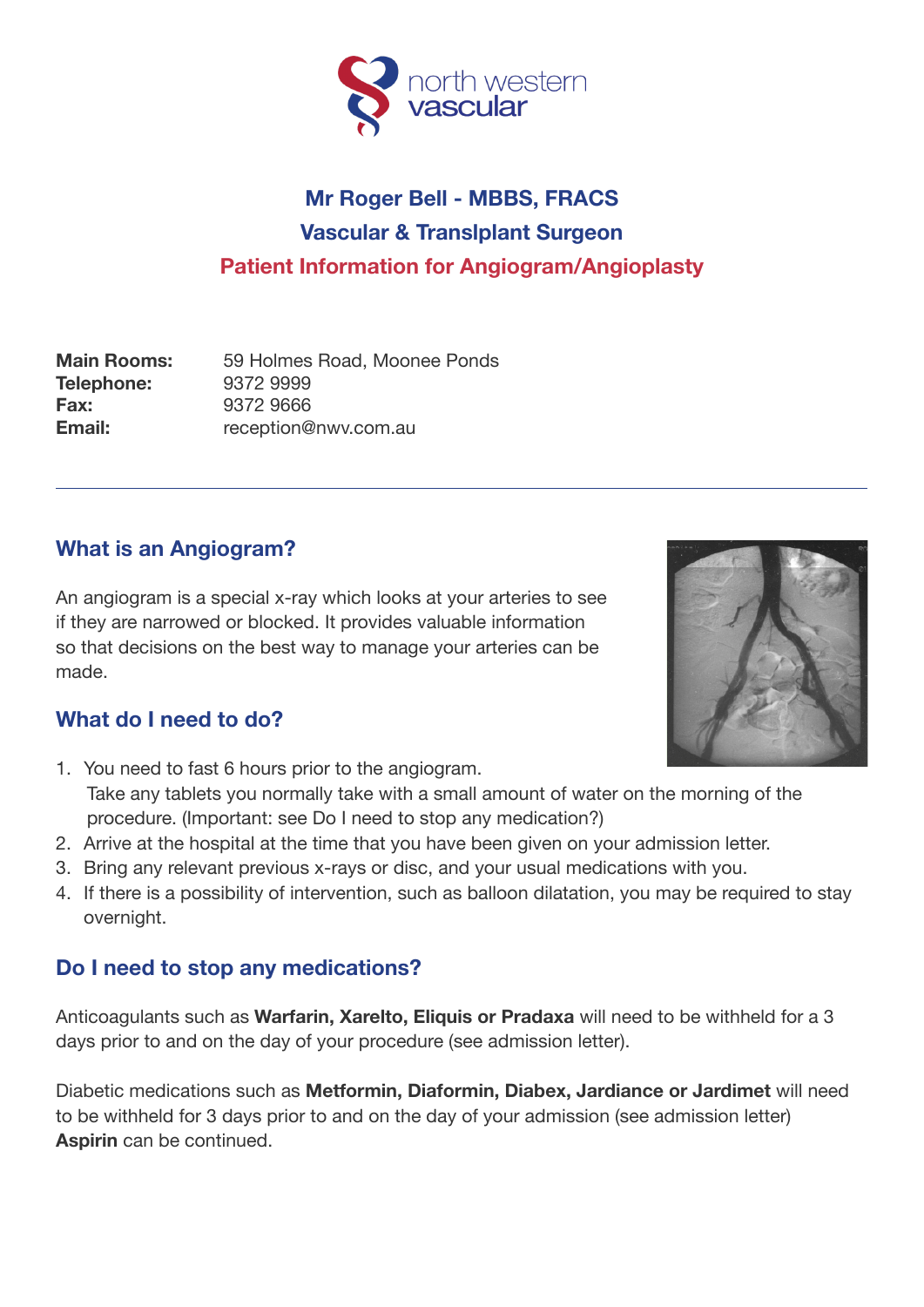north western vascular

# Mr Roger Bell - MBBS, FRACS

## Vascular & Translplant Surgeon

## Patient Information for Angiogram/Angioplasty

**Main Rooms:** 59 Holmes Road, Moonee Ponds
**Telephone:** 9372 9999
**Fax:** 9372 9666
**Email:** reception@nwv.com.au

---

### What is an Angiogram?

An angiogram is a special x-ray which looks at your arteries to see if they are narrowed or blocked. It provides valuable information so that decisions on the best way to manage your arteries can be made.

### What do I need to do?

1. You need to fast 6 hours prior to the angiogram.
   Take any tablets you normally take with a small amount of water on the morning of the procedure. (Important: see Do I need to stop any medication?)
2. Arrive at the hospital at the time that you have been given on your admission letter.
3. Bring any relevant previous x-rays or disc, and your usual medications with you.
4. If there is a possibility of intervention, such as balloon dilatation, you may be required to stay overnight.

### Do I need to stop any medications?

Anticoagulants such as **Warfarin, Xarelto, Eliquis or Pradaxa** will need to be withheld for a 3 days prior to and on the day of your procedure (see admission letter).

Diabetic medications such as **Metformin, Diaformin, Diabex, Jardiance or Jardimet** will need to be withheld for 3 days prior to and on the day of your admission (see admission letter)
**Aspirin** can be continued.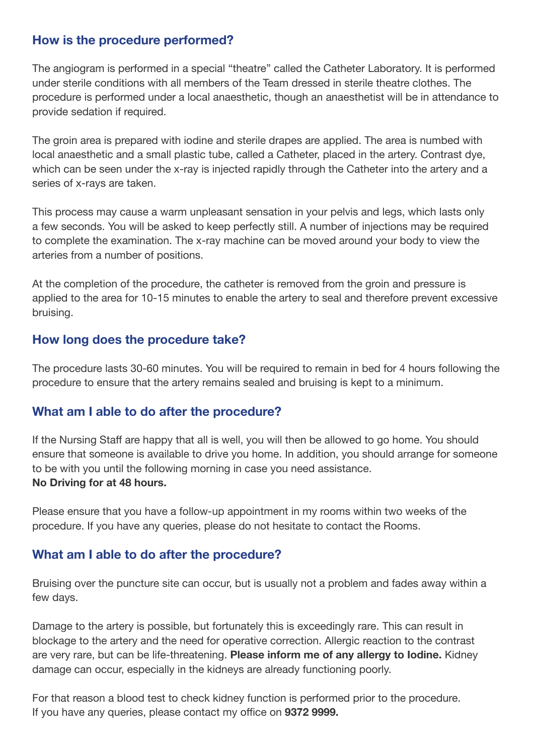## How is the procedure performed?

The angiogram is performed in a special "theatre" called the Catheter Laboratory. It is performed under sterile conditions with all members of the Team dressed in sterile theatre clothes. The procedure is performed under a local anaesthetic, though an anaesthetist will be in attendance to provide sedation if required.

The groin area is prepared with iodine and sterile drapes are applied. The area is numbed with local anaesthetic and a small plastic tube, called a Catheter, placed in the artery. Contrast dye, which can be seen under the x-ray is injected rapidly through the Catheter into the artery and a series of x-rays are taken.

This process may cause a warm unpleasant sensation in your pelvis and legs, which lasts only a few seconds. You will be asked to keep perfectly still. A number of injections may be required to complete the examination. The x-ray machine can be moved around your body to view the arteries from a number of positions.

At the completion of the procedure, the catheter is removed from the groin and pressure is applied to the area for 10-15 minutes to enable the artery to seal and therefore prevent excessive bruising.

## How long does the procedure take?

The procedure lasts 30-60 minutes. You will be required to remain in bed for 4 hours following the procedure to ensure that the artery remains sealed and bruising is kept to a minimum.

## What am I able to do after the procedure?

If the Nursing Staff are happy that all is well, you will then be allowed to go home. You should ensure that someone is available to drive you home. In addition, you should arrange for someone to be with you until the following morning in case you need assistance.
**No Driving for at 48 hours.**

Please ensure that you have a follow-up appointment in my rooms within two weeks of the procedure. If you have any queries, please do not hesitate to contact the Rooms.

## What am I able to do after the procedure?

Bruising over the puncture site can occur, but is usually not a problem and fades away within a few days.

Damage to the artery is possible, but fortunately this is exceedingly rare. This can result in blockage to the artery and the need for operative correction. Allergic reaction to the contrast are very rare, but can be life-threatening. **Please inform me of any allergy to Iodine.** Kidney damage can occur, especially in the kidneys are already functioning poorly.

For that reason a blood test to check kidney function is performed prior to the procedure.
If you have any queries, please contact my office on **9372 9999.**